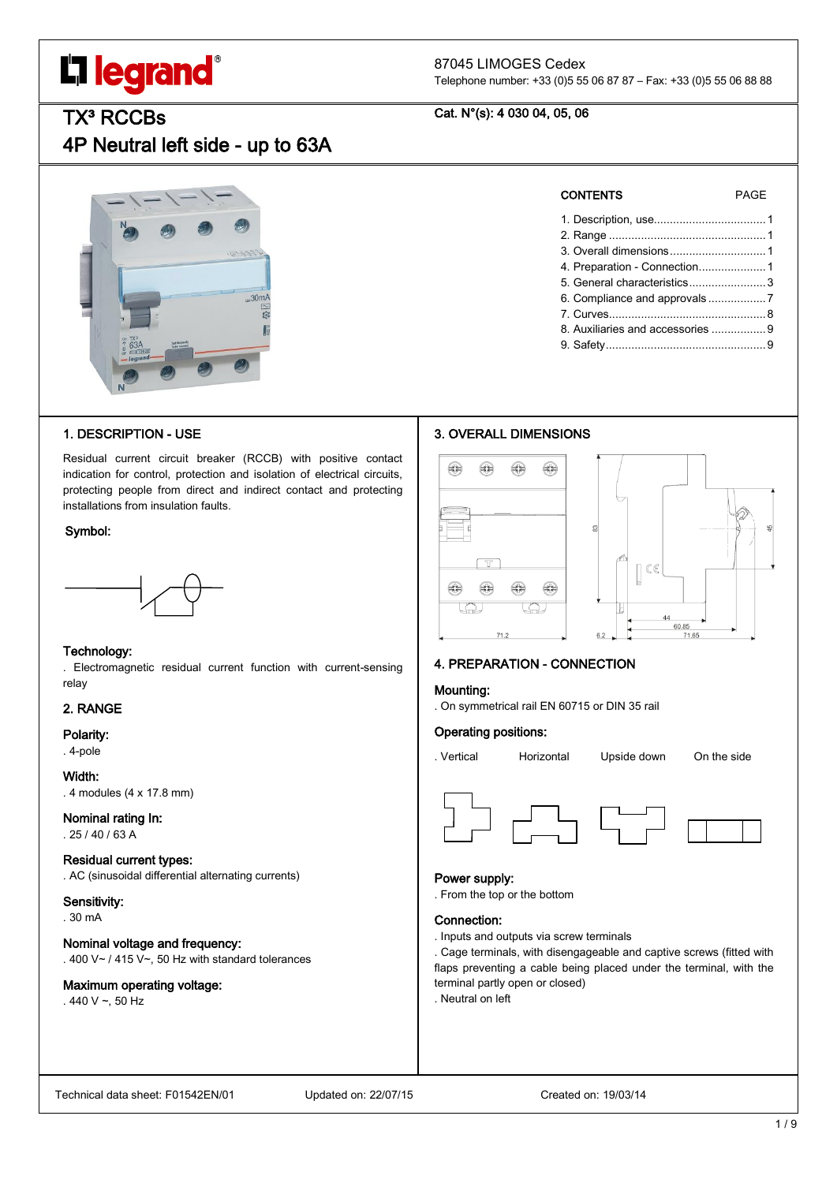legrand®

87045 LIMOGES Cedex
Telephone number: +33 (0)5 55 06 87 87 – Fax: +33 (0)5 55 06 88 88

# TX³ RCCBs
# 4P Neutral left side - up to 63A

Cat. N°(s): 4 030 04, 05, 06

| CONTENTS | PAGE |
|---|---|
| 1. Description, use | 1 |
| 2. Range | 1 |
| 3. Overall dimensions | 1 |
| 4. Preparation - Connection | 1 |
| 5. General characteristics | 3 |
| 6. Compliance and approvals | 7 |
| 7. Curves | 8 |
| 8. Auxiliaries and accessories | 9 |
| 9. Safety | 9 |

## 1. DESCRIPTION - USE

Residual current circuit breaker (RCCB) with positive contact indication for control, protection and isolation of electrical circuits, protecting people from direct and indirect contact and protecting installations from insulation faults.

### Symbol:

### Technology:

. Electromagnetic residual current function with current-sensing relay

## 2. RANGE

### Polarity:
. 4-pole

### Width:
. 4 modules (4 x 17.8 mm)

### Nominal rating In:
. 25 / 40 / 63 A

### Residual current types:
. AC (sinusoidal differential alternating currents)

### Sensitivity:
. 30 mA

### Nominal voltage and frequency:
. 400 V~ / 415 V~, 50 Hz with standard tolerances

### Maximum operating voltage:
. 440 V ~, 50 Hz

## 3. OVERALL DIMENSIONS

71.2 — 83 — 45 — 6.2 — 44 — 60.85 — 71.65

## 4. PREPARATION - CONNECTION

### Mounting:
. On symmetrical rail EN 60715 or DIN 35 rail

### Operating positions:
. Vertical Horizontal Upside down On the side

### Power supply:
. From the top or the bottom

### Connection:
. Inputs and outputs via screw terminals
. Cage terminals, with disengageable and captive screws (fitted with flaps preventing a cable being placed under the terminal, with the terminal partly open or closed)
. Neutral on left

Technical data sheet: F01542EN/01 Updated on: 22/07/15 Created on: 19/03/14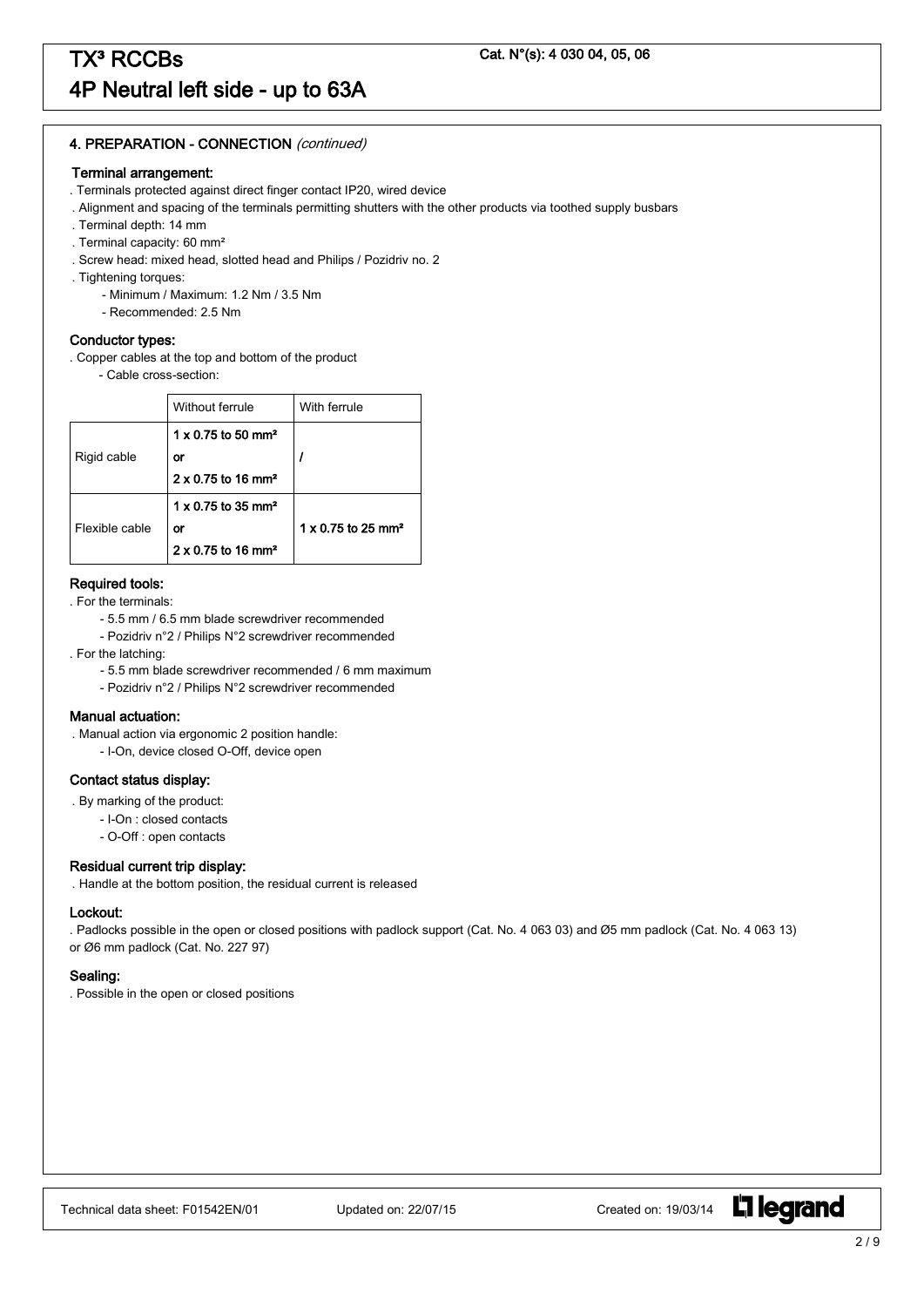# TX³ RCCBs

## 4P Neutral left side - up to 63A

**Cat. N°(s): 4 030 04, 05, 06**

### 4. PREPARATION - CONNECTION *(continued)*

#### Terminal arrangement:

. Terminals protected against direct finger contact IP20, wired device
. Alignment and spacing of the terminals permitting shutters with the other products via toothed supply busbars
. Terminal depth: 14 mm
. Terminal capacity: 60 mm²
. Screw head: mixed head, slotted head and Philips / Pozidriv no. 2
. Tightening torques:
- Minimum / Maximum: 1.2 Nm / 3.5 Nm
- Recommended: 2.5 Nm

#### Conductor types:

. Copper cables at the top and bottom of the product
- Cable cross-section:

| | Without ferrule | With ferrule |
|---|---|---|
| Rigid cable | **1 x 0.75 to 50 mm²** **or** **2 x 0.75 to 16 mm²** | **/** |
| Flexible cable | **1 x 0.75 to 35 mm²** **or** **2 x 0.75 to 16 mm²** | **1 x 0.75 to 25 mm²** |

#### Required tools:

. For the terminals:
- 5.5 mm / 6.5 mm blade screwdriver recommended
- Pozidriv n°2 / Philips N°2 screwdriver recommended

. For the latching:
- 5.5 mm blade screwdriver recommended / 6 mm maximum
- Pozidriv n°2 / Philips N°2 screwdriver recommended

#### Manual actuation:

. Manual action via ergonomic 2 position handle:
- I-On, device closed O-Off, device open

#### Contact status display:

. By marking of the product:
- I-On : closed contacts
- O-Off : open contacts

#### Residual current trip display:

. Handle at the bottom position, the residual current is released

#### Lockout:

. Padlocks possible in the open or closed positions with padlock support (Cat. No. 4 063 03) and Ø5 mm padlock (Cat. No. 4 063 13) or Ø6 mm padlock (Cat. No. 227 97)

#### Sealing:

. Possible in the open or closed positions

Technical data sheet: F01542EN/01 Updated on: 22/07/15 Created on: 19/03/14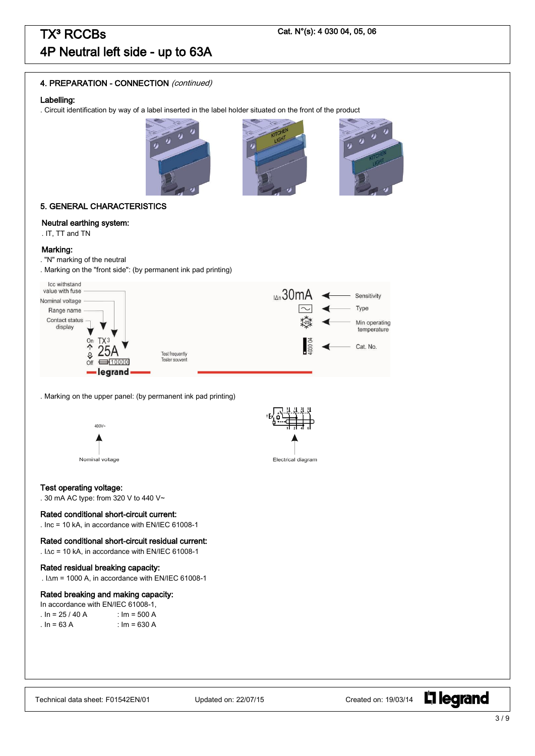# TX³ RCCBs

# 4P Neutral left side - up to 63A

Cat. N°(s): 4 030 04, 05, 06

## 4. PREPARATION - CONNECTION *(continued)*

### Labelling:

. Circuit identification by way of a label inserted in the label holder situated on the front of the product

## 5. GENERAL CHARACTERISTICS

### Neutral earthing system:

. IT, TT and TN

### Marking:

. "N" marking of the neutral

. Marking on the "front side": (by permanent ink pad printing)

. Marking on the upper panel: (by permanent ink pad printing)

### Test operating voltage:

. 30 mA AC type: from 320 V to 440 V~

### Rated conditional short-circuit current:

. Inc = 10 kA, in accordance with EN/IEC 61008-1

### Rated conditional short-circuit residual current:

. I∆c = 10 kA, in accordance with EN/IEC 61008-1

### Rated residual breaking capacity:

. I∆m = 1000 A, in accordance with EN/IEC 61008-1

### Rated breaking and making capacity:

In accordance with EN/IEC 61008-1,

. In = 25 / 40 A : Im = 500 A

. In = 63 A : Im = 630 A

Technical data sheet: F01542EN/01 Updated on: 22/07/15 Created on: 19/03/14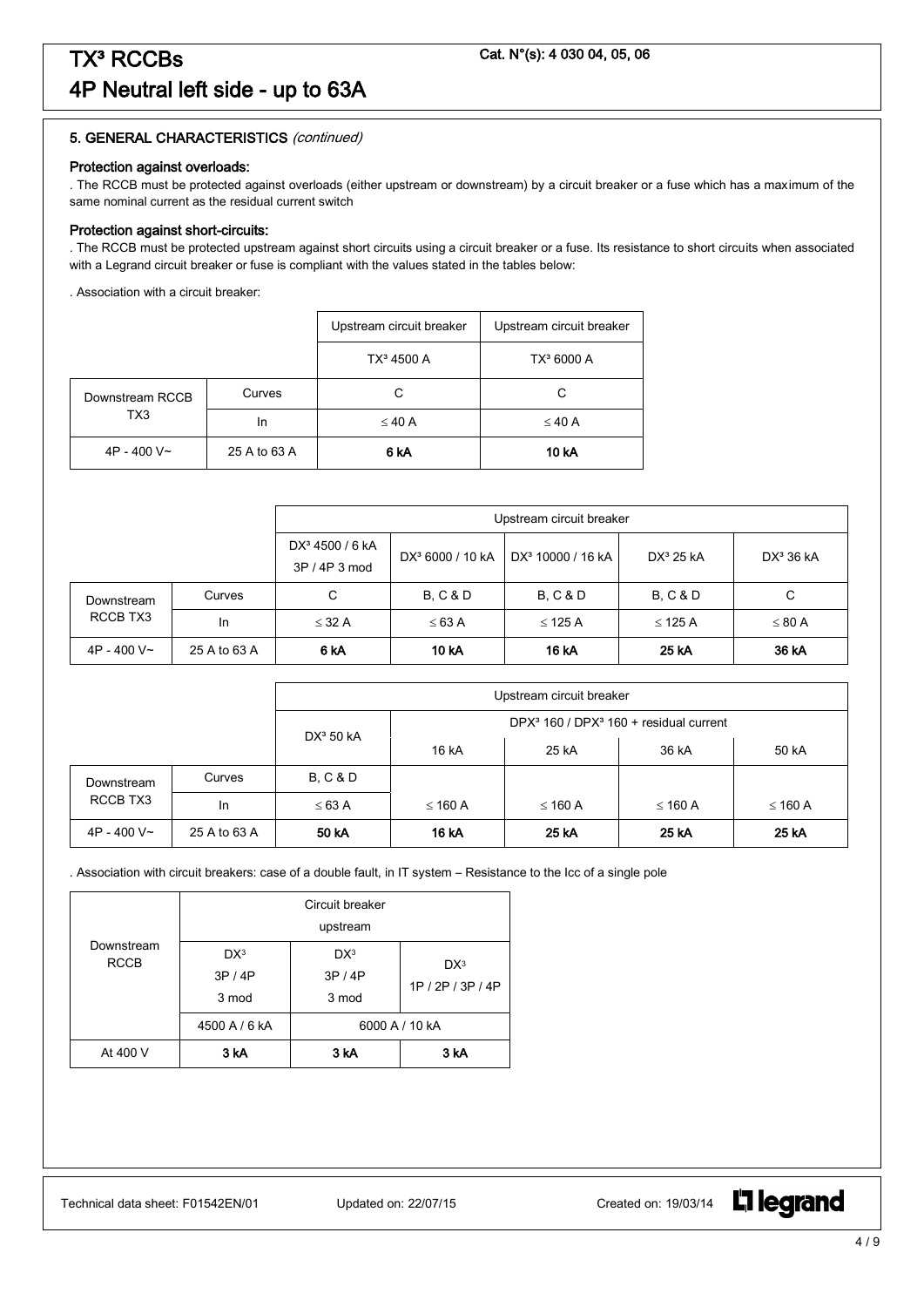# TX³ RCCBs
# 4P Neutral left side - up to 63A

Cat. N°(s): 4 030 04, 05, 06

### 5. GENERAL CHARACTERISTICS *(continued)*

#### Protection against overloads:

. The RCCB must be protected against overloads (either upstream or downstream) by a circuit breaker or a fuse which has a maximum of the same nominal current as the residual current switch

#### Protection against short-circuits:

. The RCCB must be protected upstream against short circuits using a circuit breaker or a fuse. Its resistance to short circuits when associated with a Legrand circuit breaker or fuse is compliant with the values stated in the tables below:

. Association with a circuit breaker:

| | | Upstream circuit breaker | Upstream circuit breaker |
|---|---|---|---|
| | | TX³ 4500 A | TX³ 6000 A |
| Downstream RCCB TX3 | Curves | C | C |
| | In | ≤ 40 A | ≤ 40 A |
| 4P - 400 V~ | 25 A to 63 A | **6 kA** | **10 kA** |

| | | Upstream circuit breaker | | | | |
|---|---|---|---|---|---|---|
| | | DX³ 4500 / 6 kA 3P / 4P 3 mod | DX³ 6000 / 10 kA | DX³ 10000 / 16 kA | DX³ 25 kA | DX³ 36 kA |
| Downstream RCCB TX3 | Curves | C | B, C & D | B, C & D | B, C & D | C |
| | In | ≤ 32 A | ≤ 63 A | ≤ 125 A | ≤ 125 A | ≤ 80 A |
| 4P - 400 V~ | 25 A to 63 A | **6 kA** | **10 kA** | **16 kA** | **25 kA** | **36 kA** |

| | | Upstream circuit breaker | | | | |
|---|---|---|---|---|---|---|
| | | DX³ 50 kA | DPX³ 160 / DPX³ 160 + residual current | | | |
| | | | 16 kA | 25 kA | 36 kA | 50 kA |
| Downstream RCCB TX3 | Curves | B, C & D | | | | |
| | In | ≤ 63 A | ≤ 160 A | ≤ 160 A | ≤ 160 A | ≤ 160 A |
| 4P - 400 V~ | 25 A to 63 A | **50 kA** | **16 kA** | **25 kA** | **25 kA** | **25 kA** |

. Association with circuit breakers: case of a double fault, in IT system – Resistance to the Icc of a single pole

| Downstream RCCB | Circuit breaker upstream | | |
|---|---|---|---|
| | DX³ 3P / 4P 3 mod | DX³ 3P / 4P 3 mod | DX³ 1P / 2P / 3P / 4P |
| | 4500 A / 6 kA | 6000 A / 10 kA | |
| At 400 V | **3 kA** | **3 kA** | **3 kA** |

Technical data sheet: F01542EN/01 Updated on: 22/07/15 Created on: 19/03/14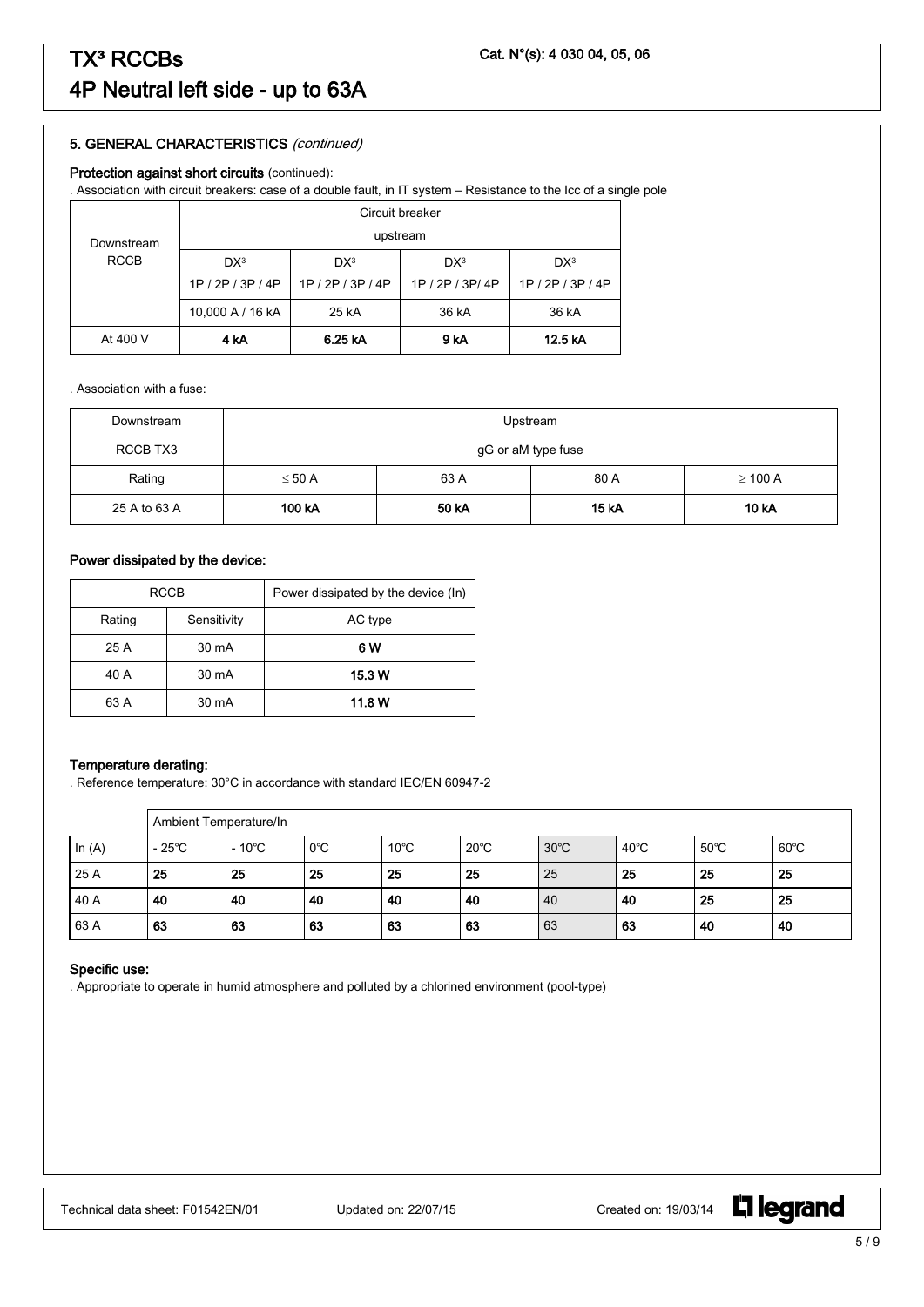# TX³ RCCBs
## 4P Neutral left side - up to 63A

Cat. N°(s): 4 030 04, 05, 06

### 5. GENERAL CHARACTERISTICS *(continued)*

**Protection against short circuits** (continued):

. Association with circuit breakers: case of a double fault, in IT system – Resistance to the Icc of a single pole

| Downstream RCCB | Circuit breaker upstream | | | |
|---|---|---|---|---|
| | DX³ 1P / 2P / 3P / 4P | DX³ 1P / 2P / 3P / 4P | DX³ 1P / 2P / 3P/ 4P | DX³ 1P / 2P / 3P / 4P |
| | 10,000 A / 16 kA | 25 kA | 36 kA | 36 kA |
| At 400 V | **4 kA** | **6.25 kA** | **9 kA** | **12.5 kA** |

. Association with a fuse:

| Downstream | Upstream | | | |
|---|---|---|---|---|
| RCCB TX3 | gG or aM type fuse | | | |
| Rating | ≤ 50 A | 63 A | 80 A | ≥ 100 A |
| 25 A to 63 A | **100 kA** | **50 kA** | **15 kA** | **10 kA** |

### Power dissipated by the device:

| RCCB | | Power dissipated by the device (In) |
|---|---|---|
| Rating | Sensitivity | AC type |
| 25 A | 30 mA | **6 W** |
| 40 A | 30 mA | **15.3 W** |
| 63 A | 30 mA | **11.8 W** |

### Temperature derating:

. Reference temperature: 30°C in accordance with standard IEC/EN 60947-2

| | Ambient Temperature/In | | | | | | | | |
|---|---|---|---|---|---|---|---|---|---|
| In (A) | - 25°C | - 10°C | 0°C | 10°C | 20°C | 30°C | 40°C | 50°C | 60°C |
| 25 A | **25** | **25** | **25** | **25** | **25** | 25 | **25** | **25** | **25** |
| 40 A | **40** | **40** | **40** | **40** | **40** | 40 | **40** | **25** | **25** |
| 63 A | **63** | **63** | **63** | **63** | **63** | 63 | **63** | **40** | **40** |

### Specific use:

. Appropriate to operate in humid atmosphere and polluted by a chlorined environment (pool-type)

Technical data sheet: F01542EN/01 Updated on: 22/07/15 Created on: 19/03/14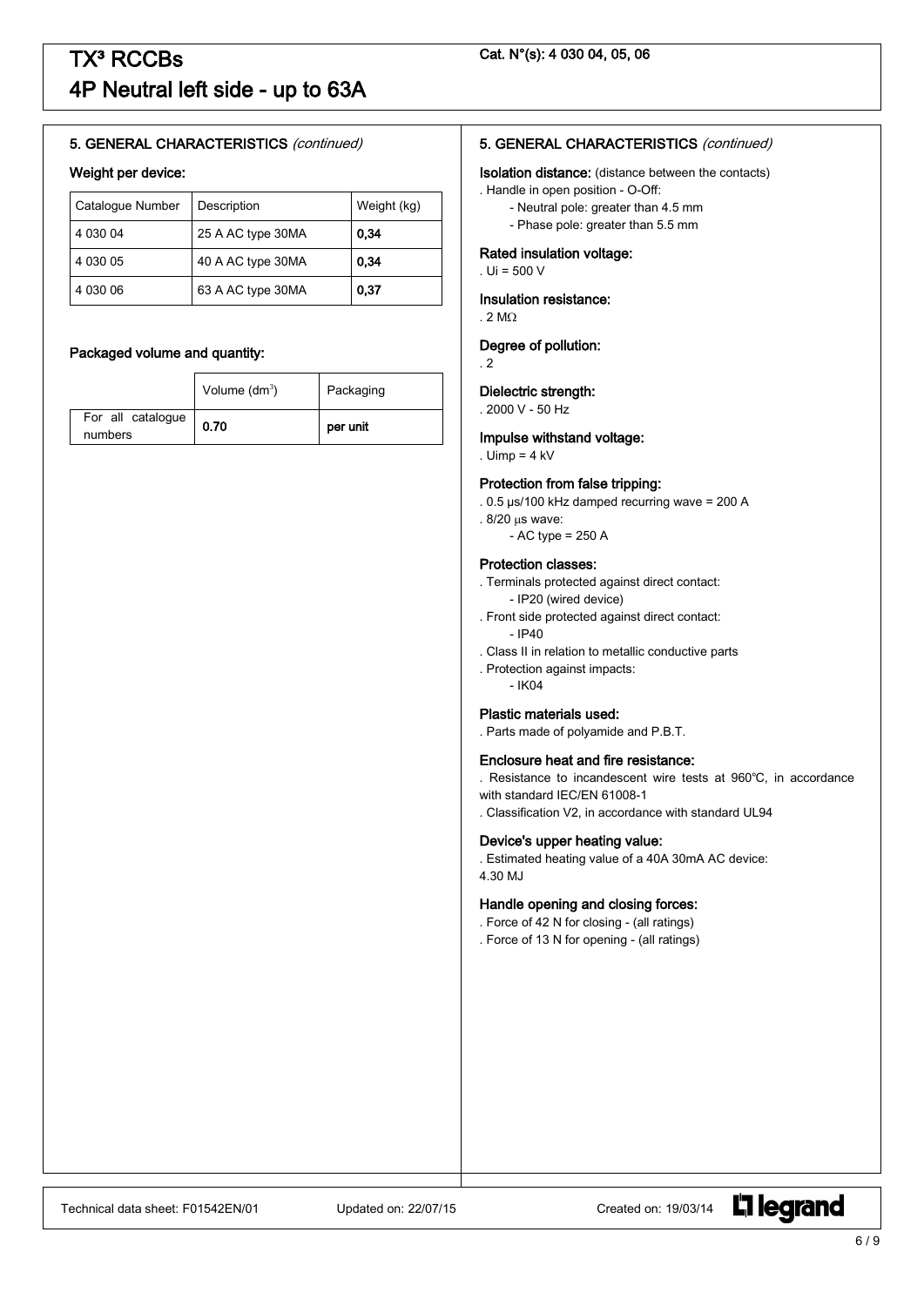# TX³ RCCBs

# 4P Neutral left side - up to 63A

**Cat. N°(s): 4 030 04, 05, 06**

## 5. GENERAL CHARACTERISTICS *(continued)*

### Weight per device:

| Catalogue Number | Description | Weight (kg) |
|---|---|---|
| 4 030 04 | 25 A AC type 30MA | **0,34** |
| 4 030 05 | 40 A AC type 30MA | **0,34** |
| 4 030 06 | 63 A AC type 30MA | **0,37** |

### Packaged volume and quantity:

| | Volume ($dm^3$) | Packaging |
|---|---|---|
| For all catalogue numbers | **0.70** | **per unit** |

## 5. GENERAL CHARACTERISTICS *(continued)*

**Isolation distance:** (distance between the contacts)

. Handle in open position - O-Off:
- Neutral pole: greater than 4.5 mm
- Phase pole: greater than 5.5 mm

### Rated insulation voltage:

. Ui = 500 V

### Insulation resistance:

. 2 MΩ

### Degree of pollution:

. 2

### Dielectric strength:

. 2000 V - 50 Hz

### Impulse withstand voltage:

. Uimp = 4 kV

### Protection from false tripping:

. 0.5 µs/100 kHz damped recurring wave = 200 A

. 8/20 µs wave:
- AC type = 250 A

### Protection classes:

. Terminals protected against direct contact:
- IP20 (wired device)

. Front side protected against direct contact:
- IP40

. Class II in relation to metallic conductive parts

. Protection against impacts:
- IK04

### Plastic materials used:

. Parts made of polyamide and P.B.T.

### Enclosure heat and fire resistance:

. Resistance to incandescent wire tests at 960°C, in accordance with standard IEC/EN 61008-1

. Classification V2, in accordance with standard UL94

### Device's upper heating value:

. Estimated heating value of a 40A 30mA AC device: 4.30 MJ

### Handle opening and closing forces:

. Force of 42 N for closing - (all ratings)

. Force of 13 N for opening - (all ratings)

Technical data sheet: F01542EN/01 Updated on: 22/07/15 Created on: 19/03/14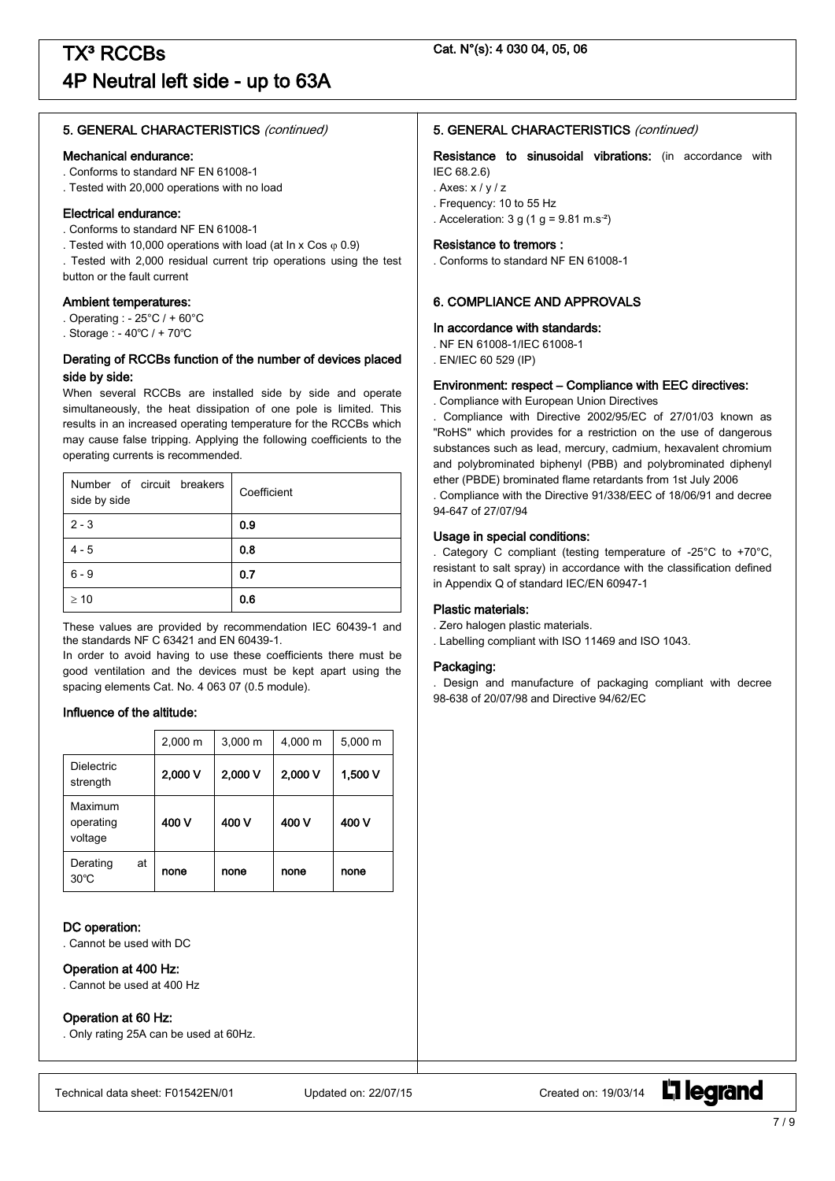# TX³ RCCBs

## 4P Neutral left side - up to 63A

Cat. N°(s): 4 030 04, 05, 06

### 5. GENERAL CHARACTERISTICS *(continued)*

#### Mechanical endurance:

. Conforms to standard NF EN 61008-1
. Tested with 20,000 operations with no load

#### Electrical endurance:

. Conforms to standard NF EN 61008-1
. Tested with 10,000 operations with load (at In x Cos φ 0.9)
. Tested with 2,000 residual current trip operations using the test button or the fault current

#### Ambient temperatures:

. Operating : - 25°C / + 60°C
. Storage : - 40°C / + 70°C

#### Derating of RCCBs function of the number of devices placed side by side:

When several RCCBs are installed side by side and operate simultaneously, the heat dissipation of one pole is limited. This results in an increased operating temperature for the RCCBs which may cause false tripping. Applying the following coefficients to the operating currents is recommended.

| Number of circuit breakers side by side | Coefficient |
| --- | --- |
| 2 - 3 | **0.9** |
| 4 - 5 | **0.8** |
| 6 - 9 | **0.7** |
| ≥ 10 | **0.6** |

These values are provided by recommendation IEC 60439-1 and the standards NF C 63421 and EN 60439-1.
In order to avoid having to use these coefficients there must be good ventilation and the devices must be kept apart using the spacing elements Cat. No. 4 063 07 (0.5 module).

#### Influence of the altitude:

| | 2,000 m | 3,000 m | 4,000 m | 5,000 m |
| --- | --- | --- | --- | --- |
| Dielectric strength | **2,000 V** | **2,000 V** | **2,000 V** | **1,500 V** |
| Maximum operating voltage | **400 V** | **400 V** | **400 V** | **400 V** |
| Derating at 30°C | **none** | **none** | **none** | **none** |

#### DC operation:

. Cannot be used with DC

#### Operation at 400 Hz:

. Cannot be used at 400 Hz

#### Operation at 60 Hz:

. Only rating 25A can be used at 60Hz.

### 5. GENERAL CHARACTERISTICS *(continued)*

**Resistance to sinusoidal vibrations:** (in accordance with IEC 68.2.6)
. Axes: x / y / z
. Frequency: 10 to 55 Hz
. Acceleration: 3 g (1 g = 9.81 $m.s^{-2}$)

#### Resistance to tremors :

. Conforms to standard NF EN 61008-1

### 6. COMPLIANCE AND APPROVALS

#### In accordance with standards:

. NF EN 61008-1/IEC 61008-1
. EN/IEC 60 529 (IP)

#### Environment: respect – Compliance with EEC directives:

. Compliance with European Union Directives
. Compliance with Directive 2002/95/EC of 27/01/03 known as "RoHS" which provides for a restriction on the use of dangerous substances such as lead, mercury, cadmium, hexavalent chromium and polybrominated biphenyl (PBB) and polybrominated diphenyl ether (PBDE) brominated flame retardants from 1st July 2006
. Compliance with the Directive 91/338/EEC of 18/06/91 and decree 94-647 of 27/07/94

#### Usage in special conditions:

. Category C compliant (testing temperature of -25°C to +70°C, resistant to salt spray) in accordance with the classification defined in Appendix Q of standard IEC/EN 60947-1

#### Plastic materials:

. Zero halogen plastic materials.
. Labelling compliant with ISO 11469 and ISO 1043.

#### Packaging:

. Design and manufacture of packaging compliant with decree 98-638 of 20/07/98 and Directive 94/62/EC

Technical data sheet: F01542EN/01 Updated on: 22/07/15 Created on: 19/03/14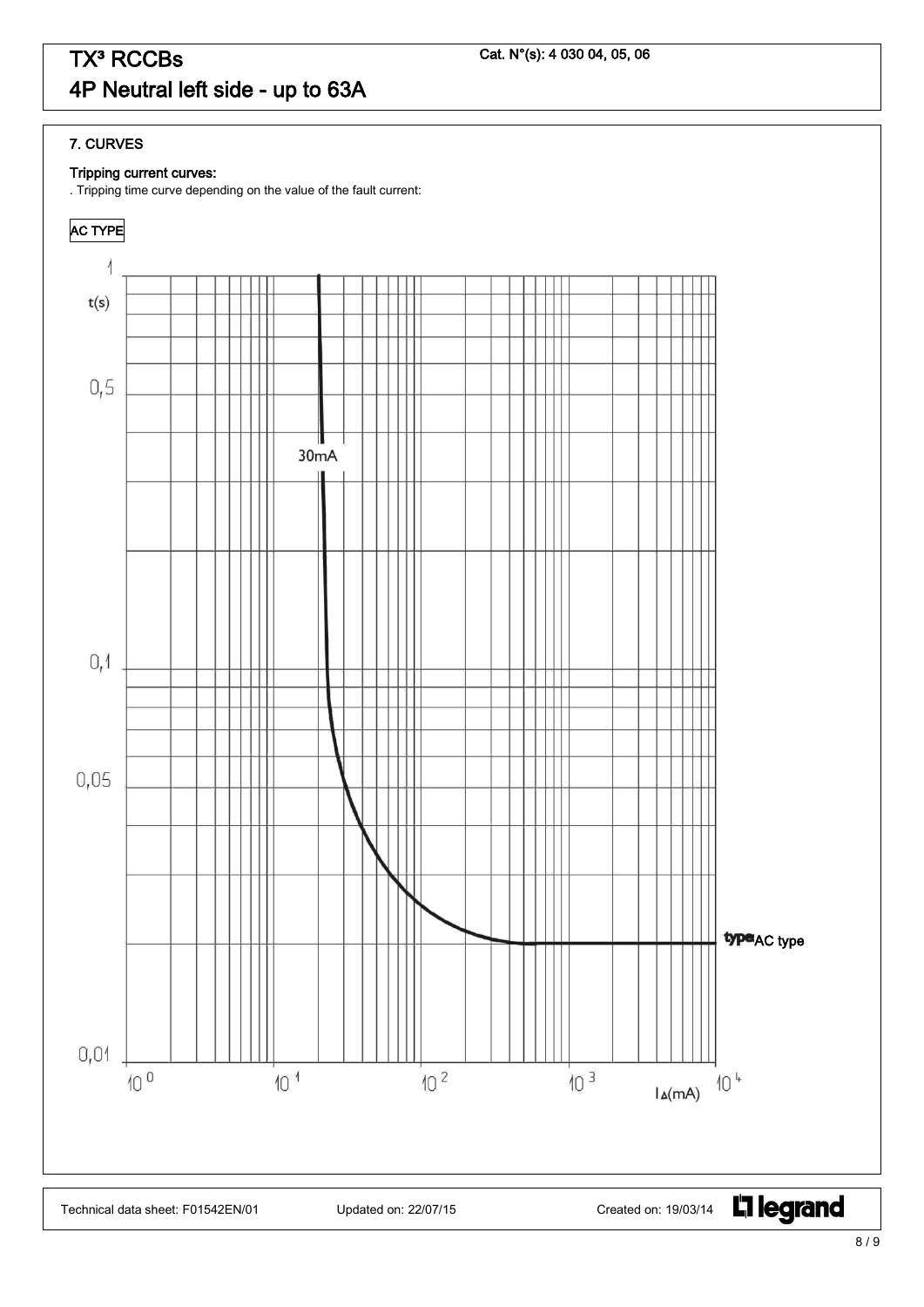# TX³ RCCBs
## 4P Neutral left side - up to 63A

Cat. N°(s): 4 030 04, 05, 06

### 7. CURVES

**Tripping current curves:**

. Tripping time curve depending on the value of the fault current:

**AC TYPE**

t(s)

1

0,5

30mA

0,1

0,05

typeAC type

0,01

$10^0$ $10^1$ $10^2$ $10^3$ $I_\Delta$(mA) $10^4$

Technical data sheet: F01542EN/01 Updated on: 22/07/15 Created on: 19/03/14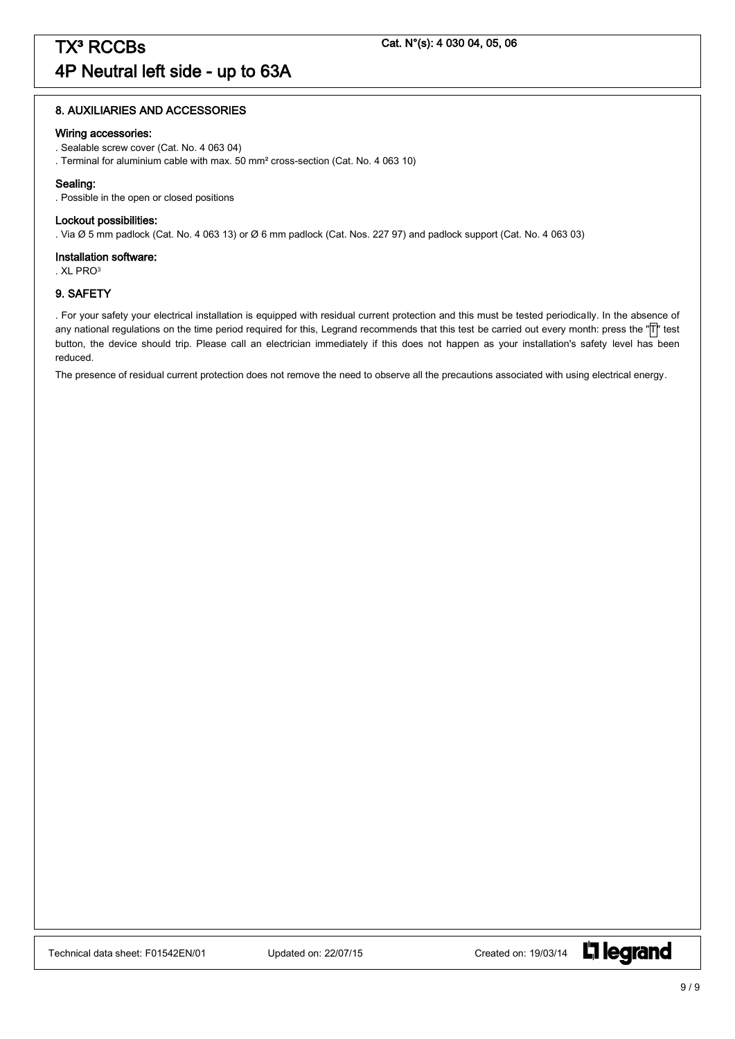## 8. AUXILIARIES AND ACCESSORIES

### Wiring accessories:

. Sealable screw cover (Cat. No. 4 063 04)
. Terminal for aluminium cable with max. 50 mm² cross-section (Cat. No. 4 063 10)

### Sealing:

. Possible in the open or closed positions

### Lockout possibilities:

. Via Ø 5 mm padlock (Cat. No. 4 063 13) or Ø 6 mm padlock (Cat. Nos. 227 97) and padlock support (Cat. No. 4 063 03)

### Installation software:

. XL PRO³

## 9. SAFETY

. For your safety your electrical installation is equipped with residual current protection and this must be tested periodically. In the absence of any national regulations on the time period required for this, Legrand recommends that this test be carried out every month: press the "T" test button, the device should trip. Please call an electrician immediately if this does not happen as your installation's safety level has been reduced.

The presence of residual current protection does not remove the need to observe all the precautions associated with using electrical energy.